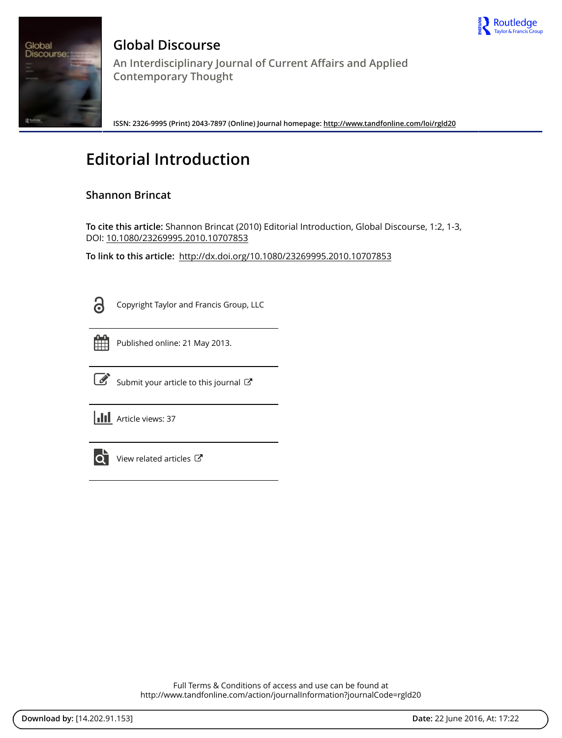# Global Discourse

An Interdisciplinary Journal of Current Affairs and Applied Contemporary Thought

**ISSN: 2326-9995 (Print) 2043-7897 (Online) Journal homepage: http://www.tandfonline.com/loi/rgld20**

# Editorial Introduction

## Shannon Brincat

**To cite this article:** Shannon Brincat (2010) Editorial Introduction, Global Discourse, 1:2, 1-3, DOI: 10.1080/23269995.2010.10707853

**To link to this article:** http://dx.doi.org/10.1080/23269995.2010.10707853

Copyright Taylor and Francis Group, LLC

Published online: 21 May 2013.

Submit your article to this journal

Article views: 37

View related articles

Full Terms & Conditions of access and use can be found at
http://www.tandfonline.com/action/journalInformation?journalCode=rgld20

**Download by:** [14.202.91.153] **Date:** 22 June 2016, At: 17:22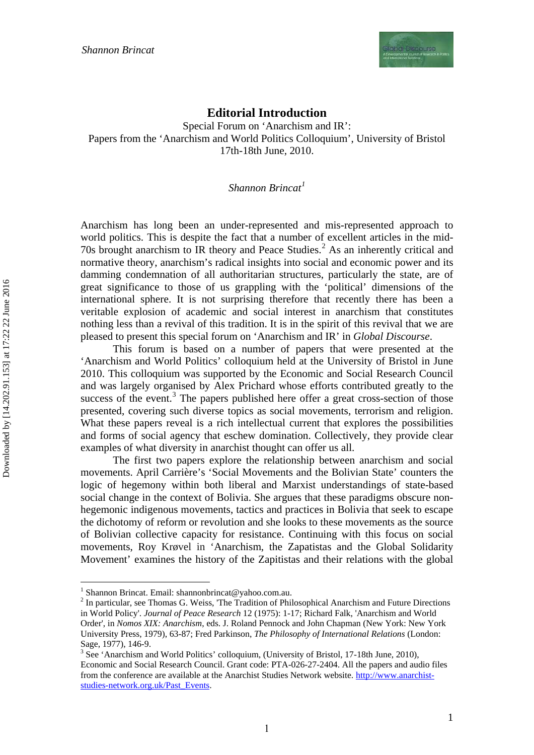# Editorial Introduction

Special Forum on 'Anarchism and IR':
Papers from the 'Anarchism and World Politics Colloquium', University of Bristol
17th-18th June, 2010.

*Shannon Brincat*[1]

Anarchism has long been an under-represented and mis-represented approach to world politics. This is despite the fact that a number of excellent articles in the mid-70s brought anarchism to IR theory and Peace Studies.[2] As an inherently critical and normative theory, anarchism's radical insights into social and economic power and its damming condemnation of all authoritarian structures, particularly the state, are of great significance to those of us grappling with the 'political' dimensions of the international sphere. It is not surprising therefore that recently there has been a veritable explosion of academic and social interest in anarchism that constitutes nothing less than a revival of this tradition. It is in the spirit of this revival that we are pleased to present this special forum on 'Anarchism and IR' in *Global Discourse*.

This forum is based on a number of papers that were presented at the 'Anarchism and World Politics' colloquium held at the University of Bristol in June 2010. This colloquium was supported by the Economic and Social Research Council and was largely organised by Alex Prichard whose efforts contributed greatly to the success of the event.[3] The papers published here offer a great cross-section of those presented, covering such diverse topics as social movements, terrorism and religion. What these papers reveal is a rich intellectual current that explores the possibilities and forms of social agency that eschew domination. Collectively, they provide clear examples of what diversity in anarchist thought can offer us all.

The first two papers explore the relationship between anarchism and social movements. April Carrière's 'Social Movements and the Bolivian State' counters the logic of hegemony within both liberal and Marxist understandings of state-based social change in the context of Bolivia. She argues that these paradigms obscure non-hegemonic indigenous movements, tactics and practices in Bolivia that seek to escape the dichotomy of reform or revolution and she looks to these movements as the source of Bolivian collective capacity for resistance. Continuing with this focus on social movements, Roy Krøvel in 'Anarchism, the Zapatistas and the Global Solidarity Movement' examines the history of the Zapitistas and their relations with the global

---

[1] Shannon Brincat. Email: shannonbrincat@yahoo.com.au.

[2] In particular, see Thomas G. Weiss, 'The Tradition of Philosophical Anarchism and Future Directions in World Policy'. *Journal of Peace Research* 12 (1975): 1-17; Richard Falk, 'Anarchism and World Order', in *Nomos XIX: Anarchism*, eds. J. Roland Pennock and John Chapman (New York: New York University Press, 1979), 63-87; Fred Parkinson, *The Philosophy of International Relations* (London: Sage, 1977), 146-9.

[3] See 'Anarchism and World Politics' colloquium, (University of Bristol, 17-18th June, 2010), Economic and Social Research Council. Grant code: PTA-026-27-2404. All the papers and audio files from the conference are available at the Anarchist Studies Network website. http://www.anarchist-studies-network.org.uk/Past_Events.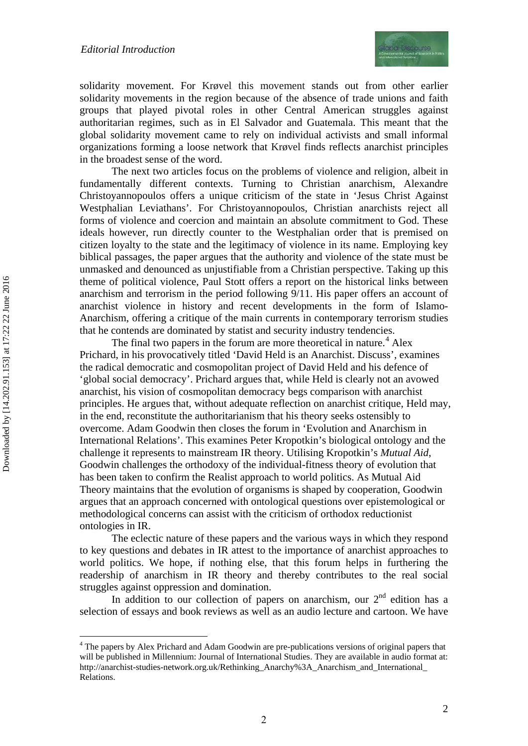solidarity movement. For Krøvel this movement stands out from other earlier solidarity movements in the region because of the absence of trade unions and faith groups that played pivotal roles in other Central American struggles against authoritarian regimes, such as in El Salvador and Guatemala. This meant that the global solidarity movement came to rely on individual activists and small informal organizations forming a loose network that Krøvel finds reflects anarchist principles in the broadest sense of the word.

The next two articles focus on the problems of violence and religion, albeit in fundamentally different contexts. Turning to Christian anarchism, Alexandre Christoyannopoulos offers a unique criticism of the state in 'Jesus Christ Against Westphalian Leviathans'. For Christoyannopoulos, Christian anarchists reject all forms of violence and coercion and maintain an absolute commitment to God. These ideals however, run directly counter to the Westphalian order that is premised on citizen loyalty to the state and the legitimacy of violence in its name. Employing key biblical passages, the paper argues that the authority and violence of the state must be unmasked and denounced as unjustifiable from a Christian perspective. Taking up this theme of political violence, Paul Stott offers a report on the historical links between anarchism and terrorism in the period following 9/11. His paper offers an account of anarchist violence in history and recent developments in the form of Islamo-Anarchism, offering a critique of the main currents in contemporary terrorism studies that he contends are dominated by statist and security industry tendencies.

The final two papers in the forum are more theoretical in nature.[4] Alex Prichard, in his provocatively titled 'David Held is an Anarchist. Discuss', examines the radical democratic and cosmopolitan project of David Held and his defence of 'global social democracy'. Prichard argues that, while Held is clearly not an avowed anarchist, his vision of cosmopolitan democracy begs comparison with anarchist principles. He argues that, without adequate reflection on anarchist critique, Held may, in the end, reconstitute the authoritarianism that his theory seeks ostensibly to overcome. Adam Goodwin then closes the forum in 'Evolution and Anarchism in International Relations'. This examines Peter Kropotkin's biological ontology and the challenge it represents to mainstream IR theory. Utilising Kropotkin's *Mutual Aid*, Goodwin challenges the orthodoxy of the individual-fitness theory of evolution that has been taken to confirm the Realist approach to world politics. As Mutual Aid Theory maintains that the evolution of organisms is shaped by cooperation, Goodwin argues that an approach concerned with ontological questions over epistemological or methodological concerns can assist with the criticism of orthodox reductionist ontologies in IR.

The eclectic nature of these papers and the various ways in which they respond to key questions and debates in IR attest to the importance of anarchist approaches to world politics. We hope, if nothing else, that this forum helps in furthering the readership of anarchism in IR theory and thereby contributes to the real social struggles against oppression and domination.

In addition to our collection of papers on anarchism, our 2nd edition has a selection of essays and book reviews as well as an audio lecture and cartoon. We have

[4] The papers by Alex Prichard and Adam Goodwin are pre-publications versions of original papers that will be published in Millennium: Journal of International Studies. They are available in audio format at: http://anarchist-studies-network.org.uk/Rethinking_Anarchy%3A_Anarchism_and_International_Relations.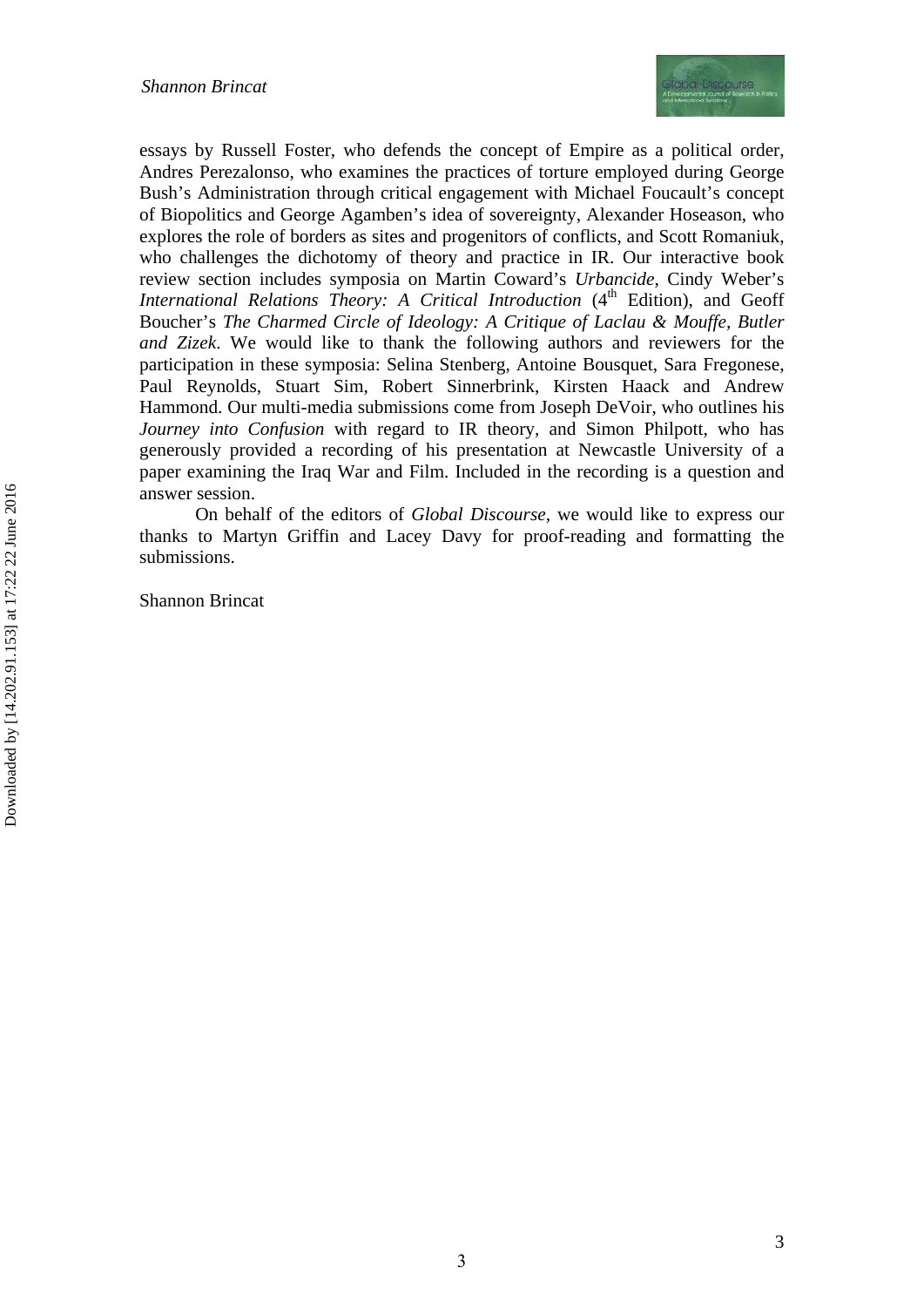essays by Russell Foster, who defends the concept of Empire as a political order, Andres Perezalonso, who examines the practices of torture employed during George Bush's Administration through critical engagement with Michael Foucault's concept of Biopolitics and George Agamben's idea of sovereignty, Alexander Hoseason, who explores the role of borders as sites and progenitors of conflicts, and Scott Romaniuk, who challenges the dichotomy of theory and practice in IR. Our interactive book review section includes symposia on Martin Coward's *Urbancide*, Cindy Weber's *International Relations Theory: A Critical Introduction* (4th Edition), and Geoff Boucher's *The Charmed Circle of Ideology: A Critique of Laclau & Mouffe, Butler and Zizek*. We would like to thank the following authors and reviewers for the participation in these symposia: Selina Stenberg, Antoine Bousquet, Sara Fregonese, Paul Reynolds, Stuart Sim, Robert Sinnerbrink, Kirsten Haack and Andrew Hammond. Our multi-media submissions come from Joseph DeVoir, who outlines his *Journey into Confusion* with regard to IR theory, and Simon Philpott, who has generously provided a recording of his presentation at Newcastle University of a paper examining the Iraq War and Film. Included in the recording is a question and answer session.

On behalf of the editors of *Global Discourse*, we would like to express our thanks to Martyn Griffin and Lacey Davy for proof-reading and formatting the submissions.

Shannon Brincat